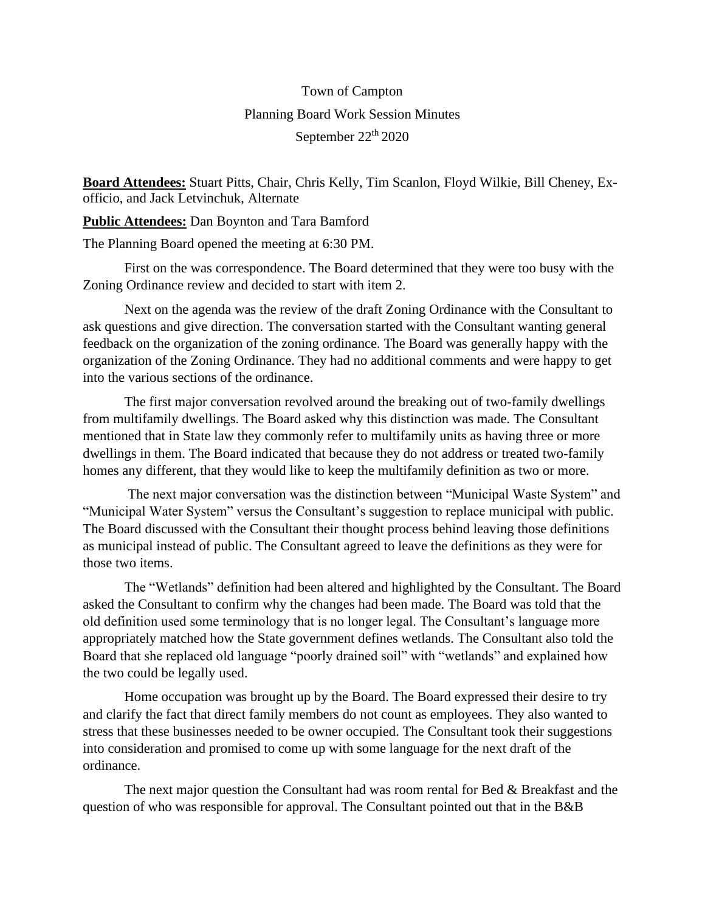Town of Campton

Planning Board Work Session Minutes

September 22nd 2020

**Board Attendees:** Stuart Pitts, Chair, Chris Kelly, Tim Scanlon, Floyd Wilkie, Bill Cheney, Ex-officio, and Jack Letvinchuk, Alternate

**Public Attendees:** Dan Boynton and Tara Bamford

The Planning Board opened the meeting at 6:30 PM.

First on the was correspondence. The Board determined that they were too busy with the Zoning Ordinance review and decided to start with item 2.

Next on the agenda was the review of the draft Zoning Ordinance with the Consultant to ask questions and give direction. The conversation started with the Consultant wanting general feedback on the organization of the zoning ordinance. The Board was generally happy with the organization of the Zoning Ordinance. They had no additional comments and were happy to get into the various sections of the ordinance.

The first major conversation revolved around the breaking out of two-family dwellings from multifamily dwellings. The Board asked why this distinction was made. The Consultant mentioned that in State law they commonly refer to multifamily units as having three or more dwellings in them. The Board indicated that because they do not address or treated two-family homes any different, that they would like to keep the multifamily definition as two or more.

The next major conversation was the distinction between "Municipal Waste System" and "Municipal Water System" versus the Consultant's suggestion to replace municipal with public. The Board discussed with the Consultant their thought process behind leaving those definitions as municipal instead of public. The Consultant agreed to leave the definitions as they were for those two items.

The "Wetlands" definition had been altered and highlighted by the Consultant. The Board asked the Consultant to confirm why the changes had been made. The Board was told that the old definition used some terminology that is no longer legal. The Consultant's language more appropriately matched how the State government defines wetlands. The Consultant also told the Board that she replaced old language "poorly drained soil" with "wetlands" and explained how the two could be legally used.

Home occupation was brought up by the Board. The Board expressed their desire to try and clarify the fact that direct family members do not count as employees. They also wanted to stress that these businesses needed to be owner occupied. The Consultant took their suggestions into consideration and promised to come up with some language for the next draft of the ordinance.

The next major question the Consultant had was room rental for Bed & Breakfast and the question of who was responsible for approval. The Consultant pointed out that in the B&B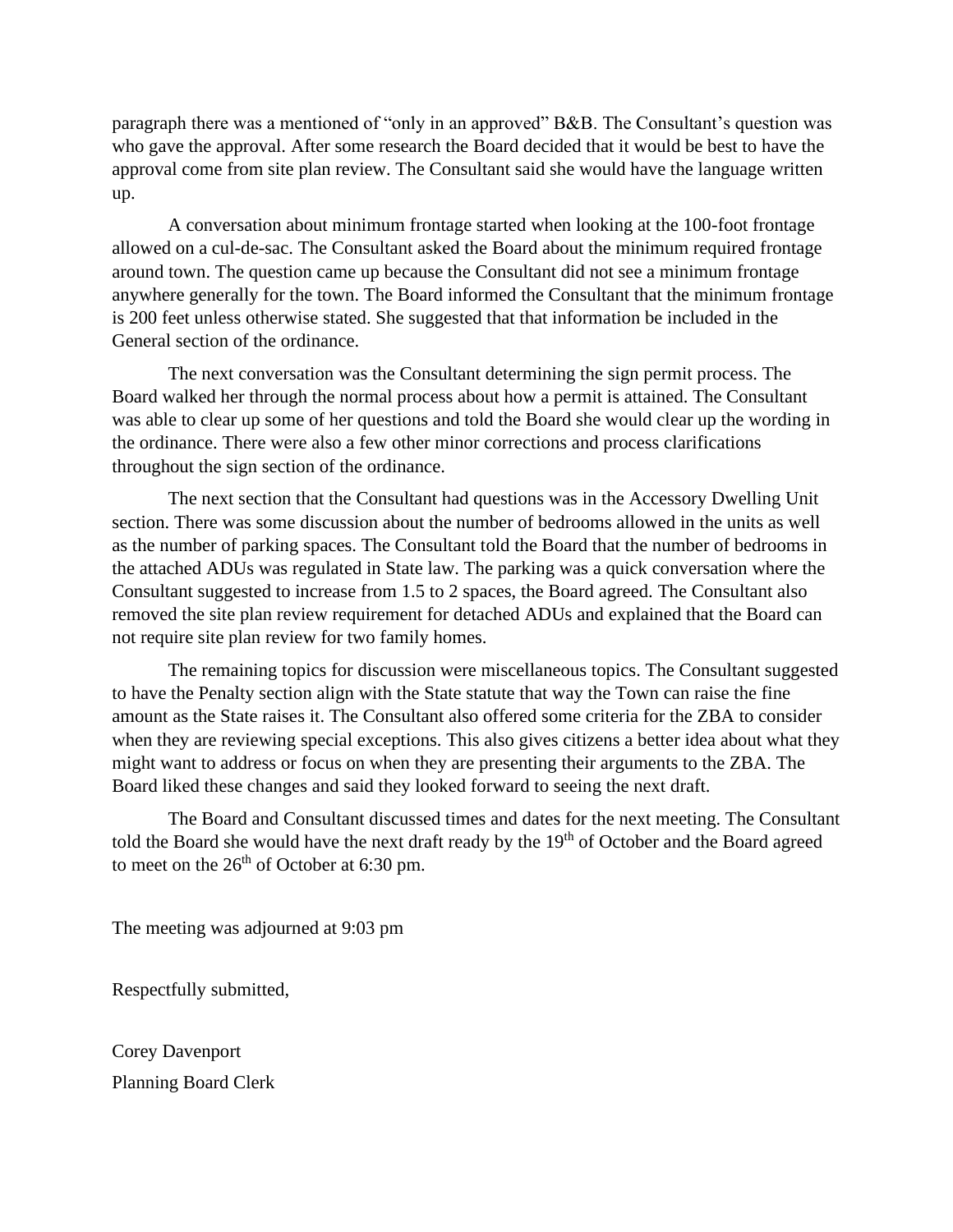paragraph there was a mentioned of "only in an approved" B&B. The Consultant's question was who gave the approval. After some research the Board decided that it would be best to have the approval come from site plan review. The Consultant said she would have the language written up.

A conversation about minimum frontage started when looking at the 100-foot frontage allowed on a cul-de-sac. The Consultant asked the Board about the minimum required frontage around town. The question came up because the Consultant did not see a minimum frontage anywhere generally for the town. The Board informed the Consultant that the minimum frontage is 200 feet unless otherwise stated. She suggested that that information be included in the General section of the ordinance.

The next conversation was the Consultant determining the sign permit process. The Board walked her through the normal process about how a permit is attained. The Consultant was able to clear up some of her questions and told the Board she would clear up the wording in the ordinance. There were also a few other minor corrections and process clarifications throughout the sign section of the ordinance.

The next section that the Consultant had questions was in the Accessory Dwelling Unit section. There was some discussion about the number of bedrooms allowed in the units as well as the number of parking spaces. The Consultant told the Board that the number of bedrooms in the attached ADUs was regulated in State law. The parking was a quick conversation where the Consultant suggested to increase from 1.5 to 2 spaces, the Board agreed. The Consultant also removed the site plan review requirement for detached ADUs and explained that the Board can not require site plan review for two family homes.

The remaining topics for discussion were miscellaneous topics. The Consultant suggested to have the Penalty section align with the State statute that way the Town can raise the fine amount as the State raises it. The Consultant also offered some criteria for the ZBA to consider when they are reviewing special exceptions. This also gives citizens a better idea about what they might want to address or focus on when they are presenting their arguments to the ZBA. The Board liked these changes and said they looked forward to seeing the next draft.

The Board and Consultant discussed times and dates for the next meeting. The Consultant told the Board she would have the next draft ready by the 19th of October and the Board agreed to meet on the 26th of October at 6:30 pm.

The meeting was adjourned at 9:03 pm

Respectfully submitted,

Corey Davenport

Planning Board Clerk